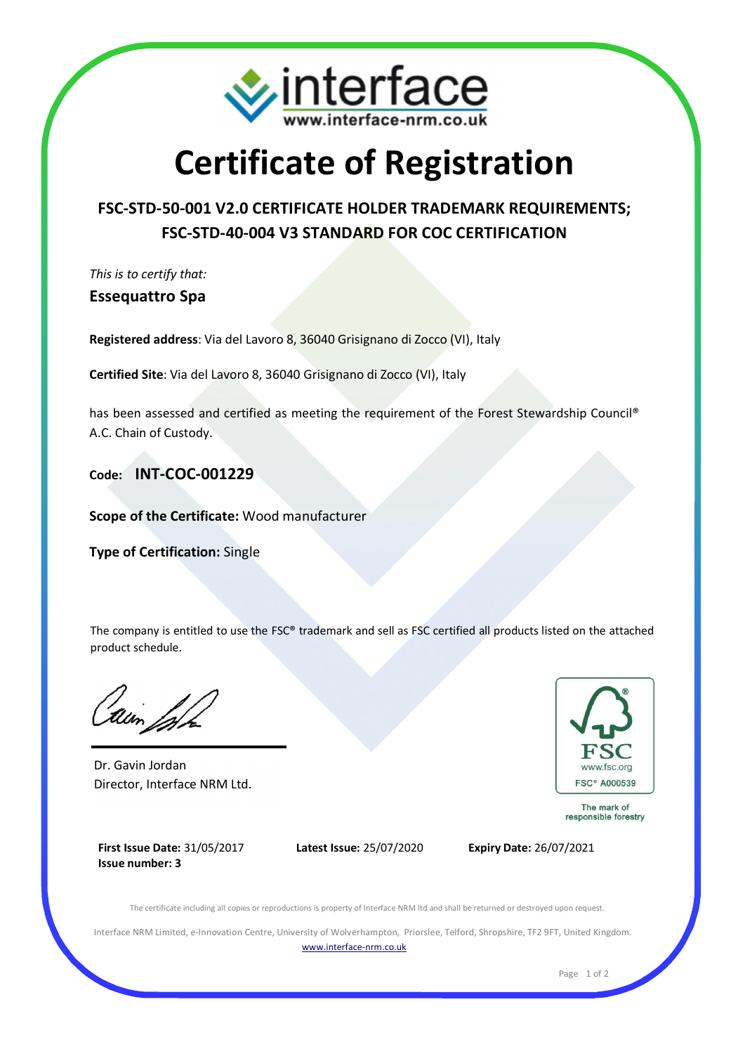# Certificate of Registration

## FSC-STD-50-001 V2.0 CERTIFICATE HOLDER TRADEMARK REQUIREMENTS; FSC-STD-40-004 V3 STANDARD FOR COC CERTIFICATION

*This is to certify that:*

**Essequattro Spa**

**Registered address**: Via del Lavoro 8, 36040 Grisignano di Zocco (VI), Italy

**Certified Site**: Via del Lavoro 8, 36040 Grisignano di Zocco (VI), Italy

has been assessed and certified as meeting the requirement of the Forest Stewardship Council® A.C. Chain of Custody.

**Code: INT-COC-001229**

**Scope of the Certificate:** Wood manufacturer

**Type of Certification:** Single

The company is entitled to use the FSC® trademark and sell as FSC certified all products listed on the attached product schedule.

Dr. Gavin Jordan
Director, Interface NRM Ltd.

FSC
www.fsc.org
FSC® A000539
The mark of responsible forestry

**First Issue Date:** 31/05/2017
**Issue number: 3**

**Latest Issue:** 25/07/2020

**Expiry Date:** 26/07/2021

The certificate including all copies or reproductions is property of Interface NRM ltd and shall be returned or destroyed upon request.

Interface NRM Limited, e-Innovation Centre, University of Wolverhampton, Priorslee, Telford, Shropshire, TF2 9FT, United Kingdom.
www.interface-nrm.co.uk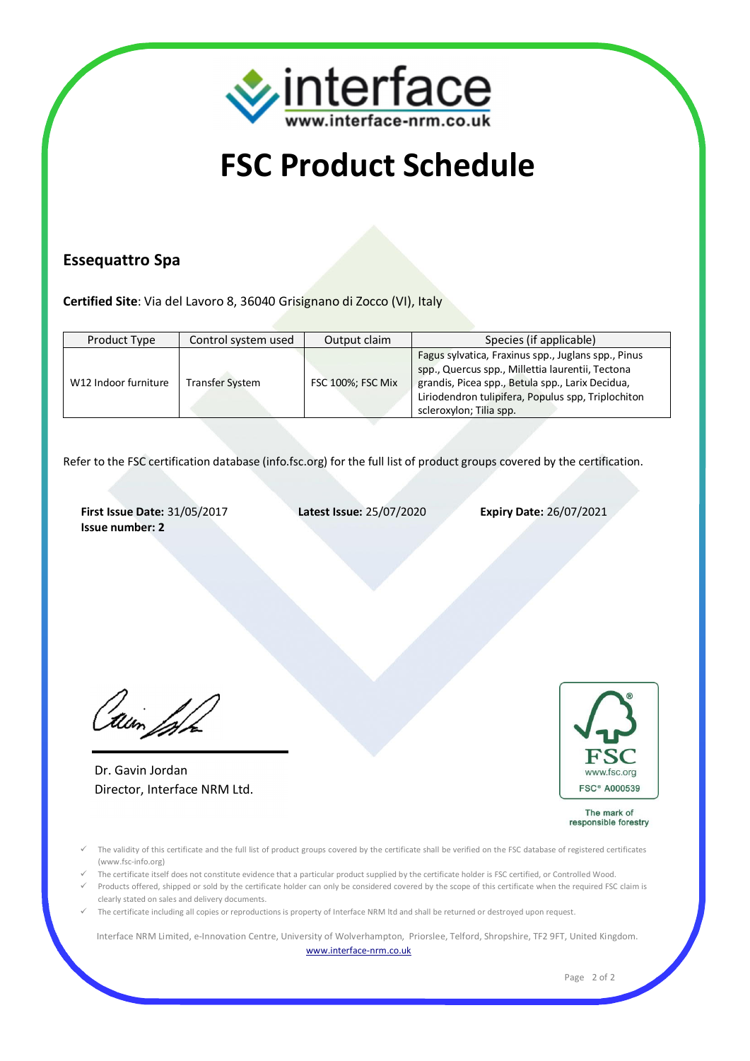# FSC Product Schedule

## Essequattro Spa

**Certified Site**: Via del Lavoro 8, 36040 Grisignano di Zocco (VI), Italy

| Product Type | Control system used | Output claim | Species (if applicable) |
|---|---|---|---|
| W12 Indoor furniture | Transfer System | FSC 100%; FSC Mix | Fagus sylvatica, Fraxinus spp., Juglans spp., Pinus spp., Quercus spp., Millettia laurentii, Tectona grandis, Picea spp., Betula spp., Larix Decidua, Liriodendron tulipifera, Populus spp, Triplochiton scleroxylon; Tilia spp. |

Refer to the FSC certification database (info.fsc.org) for the full list of product groups covered by the certification.

**First Issue Date:** 31/05/2017
**Issue number: 2**

**Latest Issue:** 25/07/2020

**Expiry Date:** 26/07/2021

Dr. Gavin Jordan
Director, Interface NRM Ltd.

FSC
www.fsc.org
FSC® A000539

The mark of responsible forestry

- ✓ The validity of this certificate and the full list of product groups covered by the certificate shall be verified on the FSC database of registered certificates (www.fsc-info.org)
- ✓ The certificate itself does not constitute evidence that a particular product supplied by the certificate holder is FSC certified, or Controlled Wood.
- ✓ Products offered, shipped or sold by the certificate holder can only be considered covered by the scope of this certificate when the required FSC claim is clearly stated on sales and delivery documents.
- ✓ The certificate including all copies or reproductions is property of Interface NRM ltd and shall be returned or destroyed upon request.

Interface NRM Limited, e-Innovation Centre, University of Wolverhampton, Priorslee, Telford, Shropshire, TF2 9FT, United Kingdom.
www.interface-nrm.co.uk